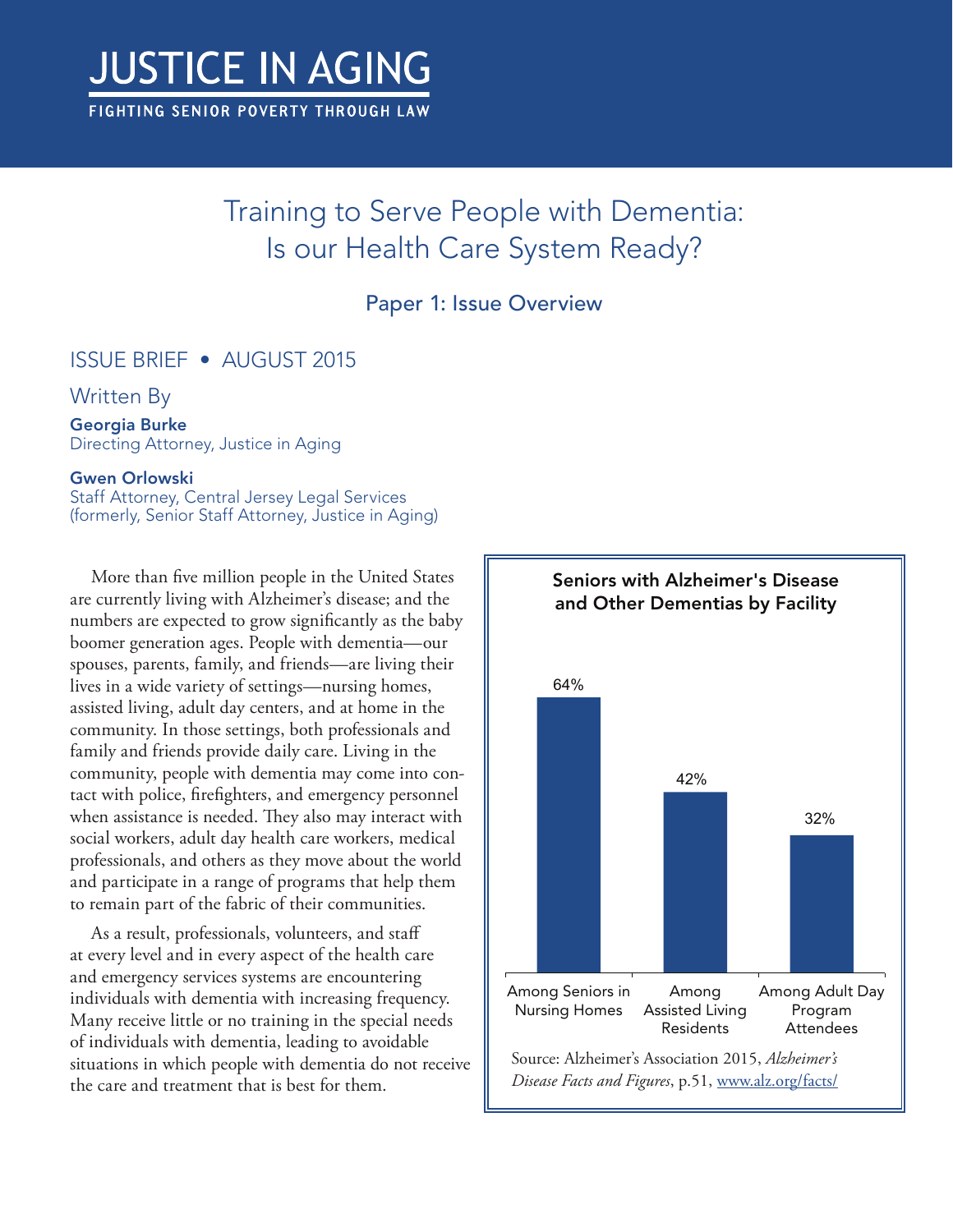# JUSTICE IN AGING

FIGHTING SENIOR POVERTY THROUGH LAW

## Training to Serve People with Dementia: Is our Health Care System Ready?

### Paper 1: Issue Overview

ISSUE BRIEF • AUGUST 2015

Written By

**Georgia Burke**
Directing Attorney, Justice in Aging

**Gwen Orlowski**
Staff Attorney, Central Jersey Legal Services
(formerly, Senior Staff Attorney, Justice in Aging)

More than five million people in the United States are currently living with Alzheimer's disease; and the numbers are expected to grow significantly as the baby boomer generation ages. People with dementia—our spouses, parents, family, and friends—are living their lives in a wide variety of settings—nursing homes, assisted living, adult day centers, and at home in the community. In those settings, both professionals and family and friends provide daily care. Living in the community, people with dementia may come into contact with police, firefighters, and emergency personnel when assistance is needed. They also may interact with social workers, adult day health care workers, medical professionals, and others as they move about the world and participate in a range of programs that help them to remain part of the fabric of their communities.

As a result, professionals, volunteers, and staff at every level and in every aspect of the health care and emergency services systems are encountering individuals with dementia with increasing frequency. Many receive little or no training in the special needs of individuals with dementia, leading to avoidable situations in which people with dementia do not receive the care and treatment that is best for them.

**Seniors with Alzheimer's Disease and Other Dementias by Facility**

| Setting | Percentage |
|---|---|
| Among Seniors in Nursing Homes | 64% |
| Among Assisted Living Residents | 42% |
| Among Adult Day Program Attendees | 32% |

Source: Alzheimer's Association 2015, *Alzheimer's Disease Facts and Figures*, p.51, www.alz.org/facts/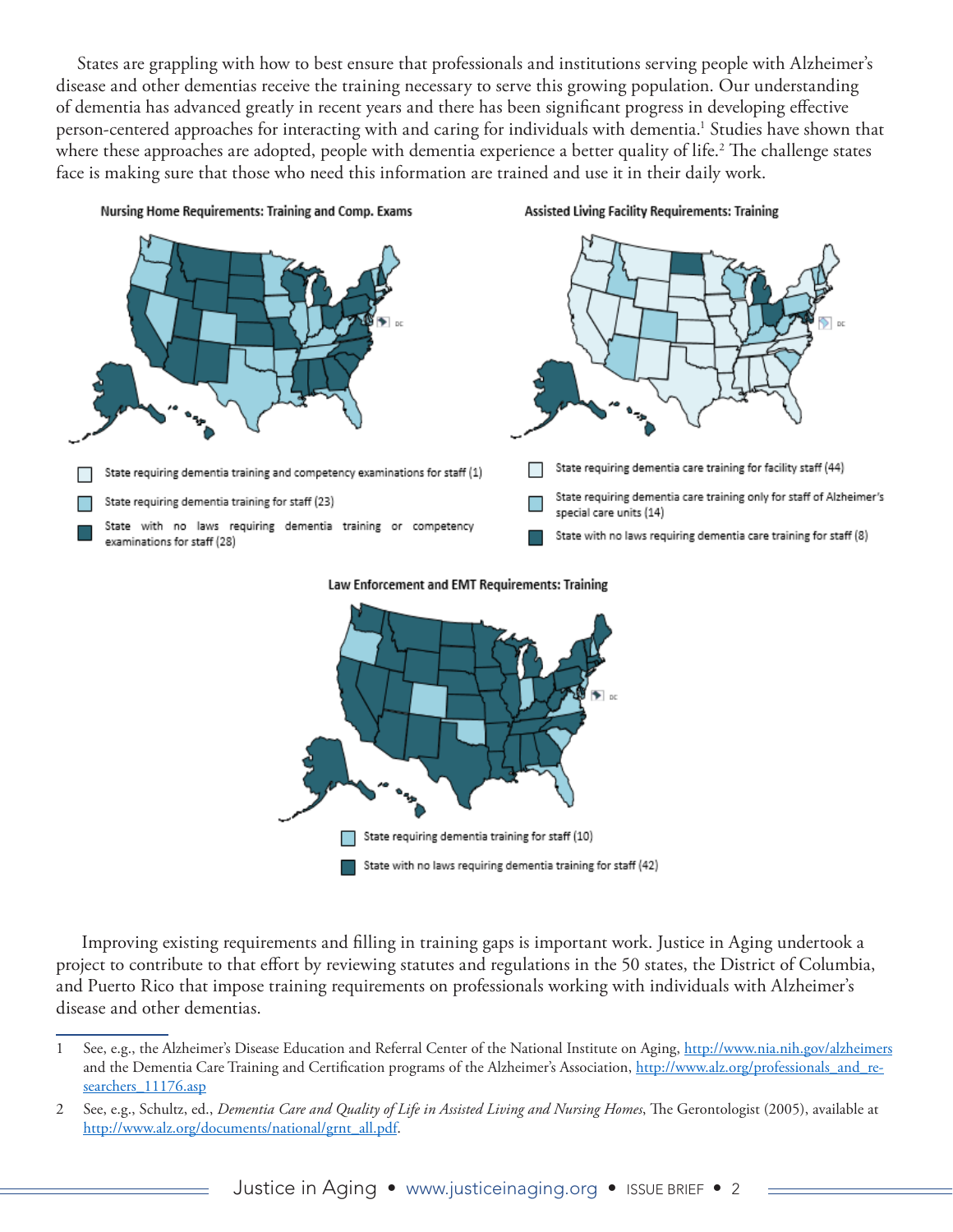States are grappling with how to best ensure that professionals and institutions serving people with Alzheimer's disease and other dementias receive the training necessary to serve this growing population. Our understanding of dementia has advanced greatly in recent years and there has been significant progress in developing effective person-centered approaches for interacting with and caring for individuals with dementia.[1] Studies have shown that where these approaches are adopted, people with dementia experience a better quality of life.[2] The challenge states face is making sure that those who need this information are trained and use it in their daily work.

**Nursing Home Requirements: Training and Comp. Exams**

- State requiring dementia training and competency examinations for staff (1)
- State requiring dementia training for staff (23)
- State with no laws requiring dementia training or competency examinations for staff (28)

**Assisted Living Facility Requirements: Training**

- State requiring dementia care training for facility staff (44)
- State requiring dementia care training only for staff of Alzheimer's special care units (14)
- State with no laws requiring dementia care training for staff (8)

**Law Enforcement and EMT Requirements: Training**

- State requiring dementia training for staff (10)
- State with no laws requiring dementia training for staff (42)

Improving existing requirements and filling in training gaps is important work. Justice in Aging undertook a project to contribute to that effort by reviewing statutes and regulations in the 50 states, the District of Columbia, and Puerto Rico that impose training requirements on professionals working with individuals with Alzheimer's disease and other dementias.

---

1 See, e.g., the Alzheimer's Disease Education and Referral Center of the National Institute on Aging, http://www.nia.nih.gov/alzheimers and the Dementia Care Training and Certification programs of the Alzheimer's Association, http://www.alz.org/professionals_and_researchers_11176.asp

2 See, e.g., Schultz, ed., *Dementia Care and Quality of Life in Assisted Living and Nursing Homes*, The Gerontologist (2005), available at http://www.alz.org/documents/national/grnt_all.pdf.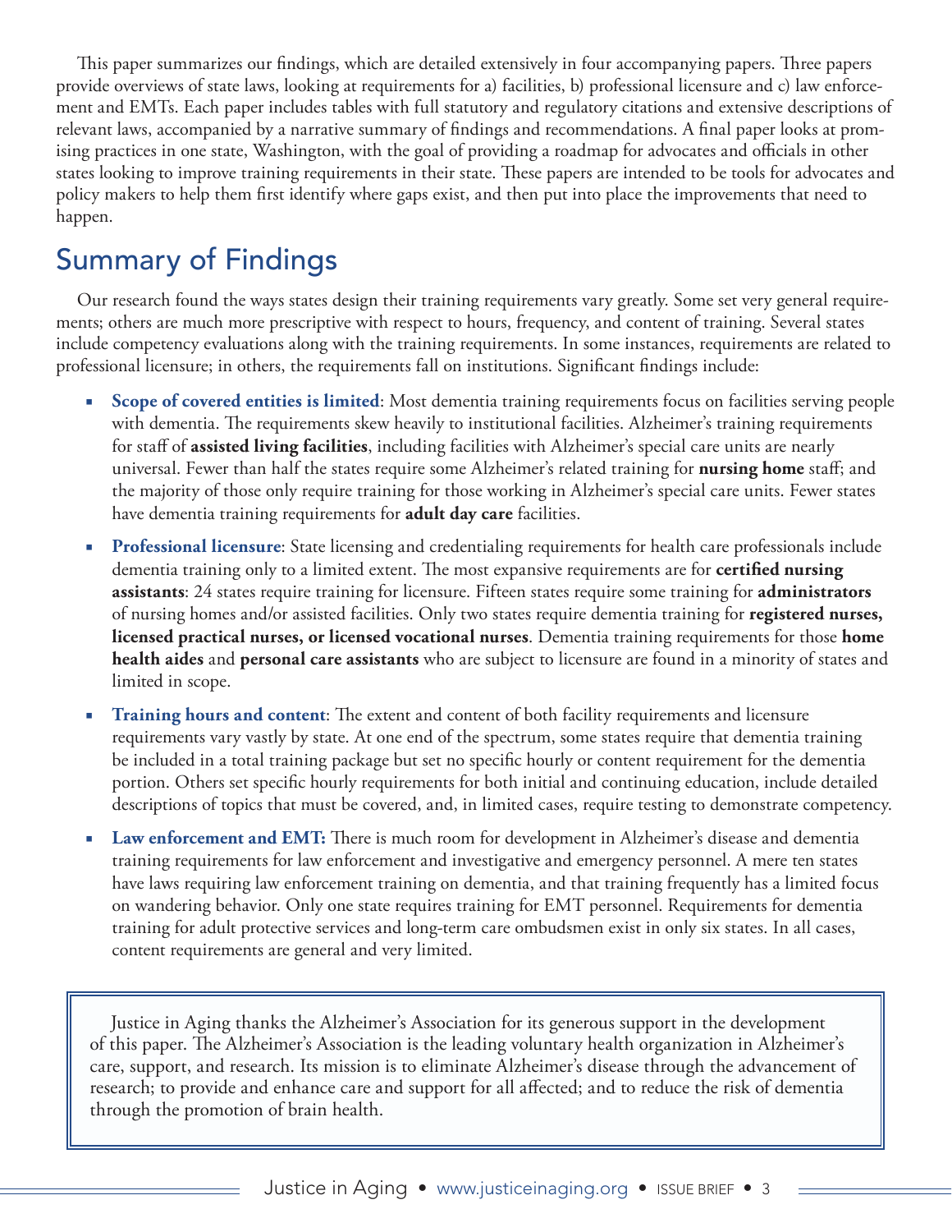This paper summarizes our findings, which are detailed extensively in four accompanying papers. Three papers provide overviews of state laws, looking at requirements for a) facilities, b) professional licensure and c) law enforcement and EMTs. Each paper includes tables with full statutory and regulatory citations and extensive descriptions of relevant laws, accompanied by a narrative summary of findings and recommendations. A final paper looks at promising practices in one state, Washington, with the goal of providing a roadmap for advocates and officials in other states looking to improve training requirements in their state. These papers are intended to be tools for advocates and policy makers to help them first identify where gaps exist, and then put into place the improvements that need to happen.

## Summary of Findings

Our research found the ways states design their training requirements vary greatly. Some set very general requirements; others are much more prescriptive with respect to hours, frequency, and content of training. Several states include competency evaluations along with the training requirements. In some instances, requirements are related to professional licensure; in others, the requirements fall on institutions. Significant findings include:

- **Scope of covered entities is limited**: Most dementia training requirements focus on facilities serving people with dementia. The requirements skew heavily to institutional facilities. Alzheimer's training requirements for staff of **assisted living facilities**, including facilities with Alzheimer's special care units are nearly universal. Fewer than half the states require some Alzheimer's related training for **nursing home** staff; and the majority of those only require training for those working in Alzheimer's special care units. Fewer states have dementia training requirements for **adult day care** facilities.
- **Professional licensure**: State licensing and credentialing requirements for health care professionals include dementia training only to a limited extent. The most expansive requirements are for **certified nursing assistants**: 24 states require training for licensure. Fifteen states require some training for **administrators** of nursing homes and/or assisted facilities. Only two states require dementia training for **registered nurses, licensed practical nurses, or licensed vocational nurses**. Dementia training requirements for those **home health aides** and **personal care assistants** who are subject to licensure are found in a minority of states and limited in scope.
- **Training hours and content**: The extent and content of both facility requirements and licensure requirements vary vastly by state. At one end of the spectrum, some states require that dementia training be included in a total training package but set no specific hourly or content requirement for the dementia portion. Others set specific hourly requirements for both initial and continuing education, include detailed descriptions of topics that must be covered, and, in limited cases, require testing to demonstrate competency.
- **Law enforcement and EMT:** There is much room for development in Alzheimer's disease and dementia training requirements for law enforcement and investigative and emergency personnel. A mere ten states have laws requiring law enforcement training on dementia, and that training frequently has a limited focus on wandering behavior. Only one state requires training for EMT personnel. Requirements for dementia training for adult protective services and long-term care ombudsmen exist in only six states. In all cases, content requirements are general and very limited.

Justice in Aging thanks the Alzheimer's Association for its generous support in the development of this paper. The Alzheimer's Association is the leading voluntary health organization in Alzheimer's care, support, and research. Its mission is to eliminate Alzheimer's disease through the advancement of research; to provide and enhance care and support for all affected; and to reduce the risk of dementia through the promotion of brain health.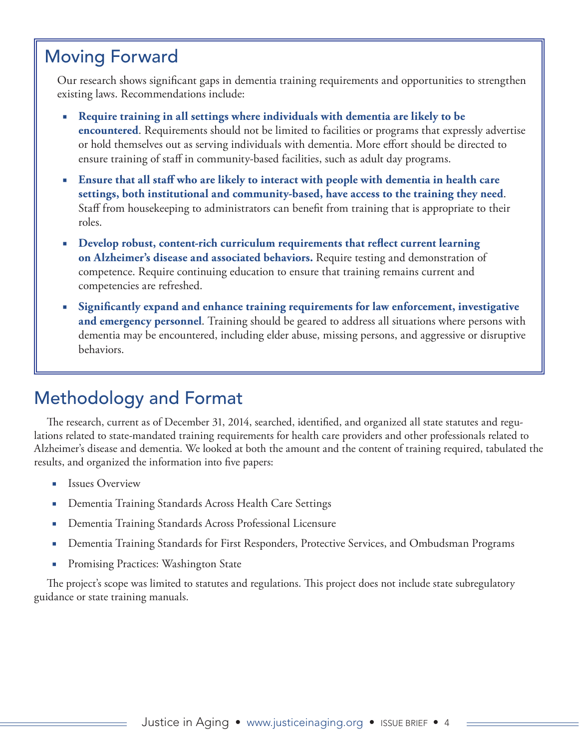## Moving Forward

Our research shows significant gaps in dementia training requirements and opportunities to strengthen existing laws. Recommendations include:

- **Require training in all settings where individuals with dementia are likely to be encountered**. Requirements should not be limited to facilities or programs that expressly advertise or hold themselves out as serving individuals with dementia. More effort should be directed to ensure training of staff in community-based facilities, such as adult day programs.
- **Ensure that all staff who are likely to interact with people with dementia in health care settings, both institutional and community-based, have access to the training they need**. Staff from housekeeping to administrators can benefit from training that is appropriate to their roles.
- **Develop robust, content-rich curriculum requirements that reflect current learning on Alzheimer's disease and associated behaviors.** Require testing and demonstration of competence. Require continuing education to ensure that training remains current and competencies are refreshed.
- **Significantly expand and enhance training requirements for law enforcement, investigative and emergency personnel**. Training should be geared to address all situations where persons with dementia may be encountered, including elder abuse, missing persons, and aggressive or disruptive behaviors.

## Methodology and Format

The research, current as of December 31, 2014, searched, identified, and organized all state statutes and regulations related to state-mandated training requirements for health care providers and other professionals related to Alzheimer's disease and dementia. We looked at both the amount and the content of training required, tabulated the results, and organized the information into five papers:

- Issues Overview
- Dementia Training Standards Across Health Care Settings
- Dementia Training Standards Across Professional Licensure
- Dementia Training Standards for First Responders, Protective Services, and Ombudsman Programs
- Promising Practices: Washington State

The project's scope was limited to statutes and regulations. This project does not include state subregulatory guidance or state training manuals.